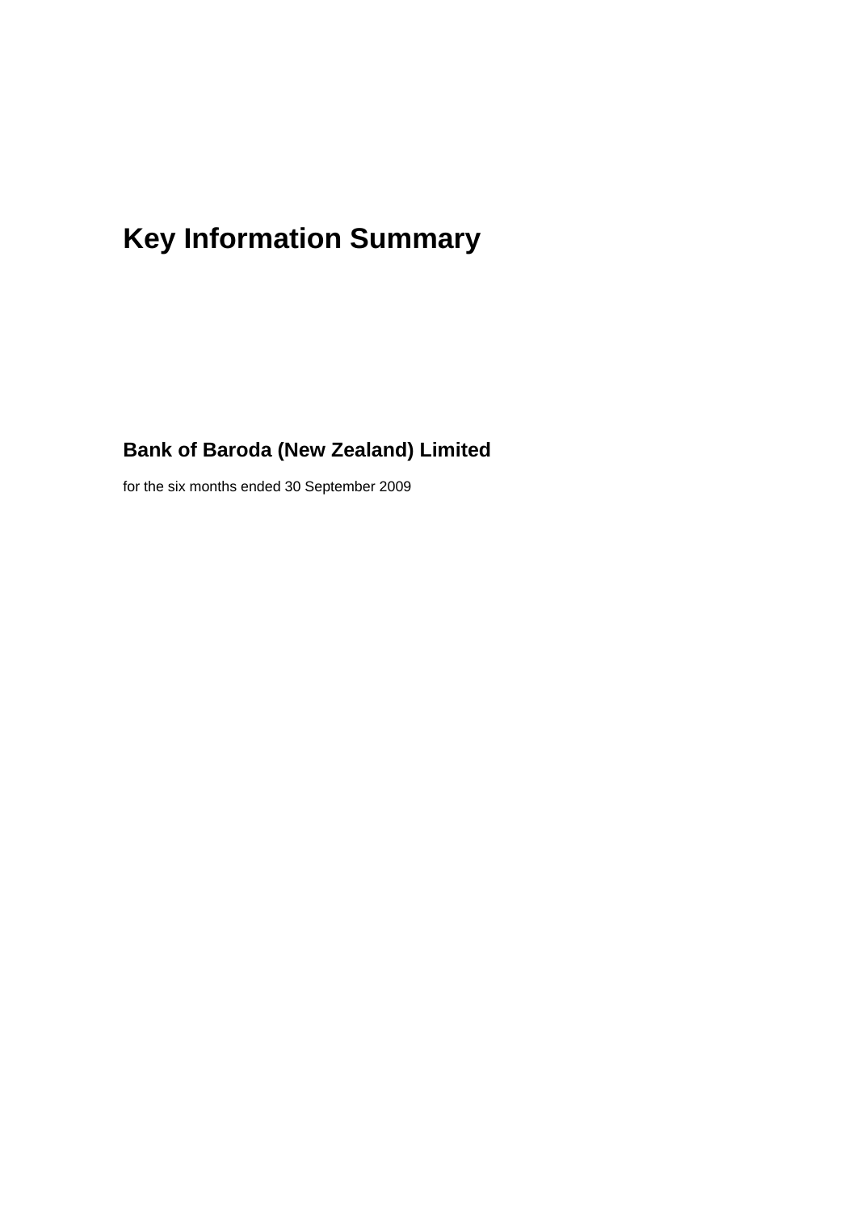# Key Information Summary

## Bank of Baroda (New Zealand) Limited

for the six months ended 30 September 2009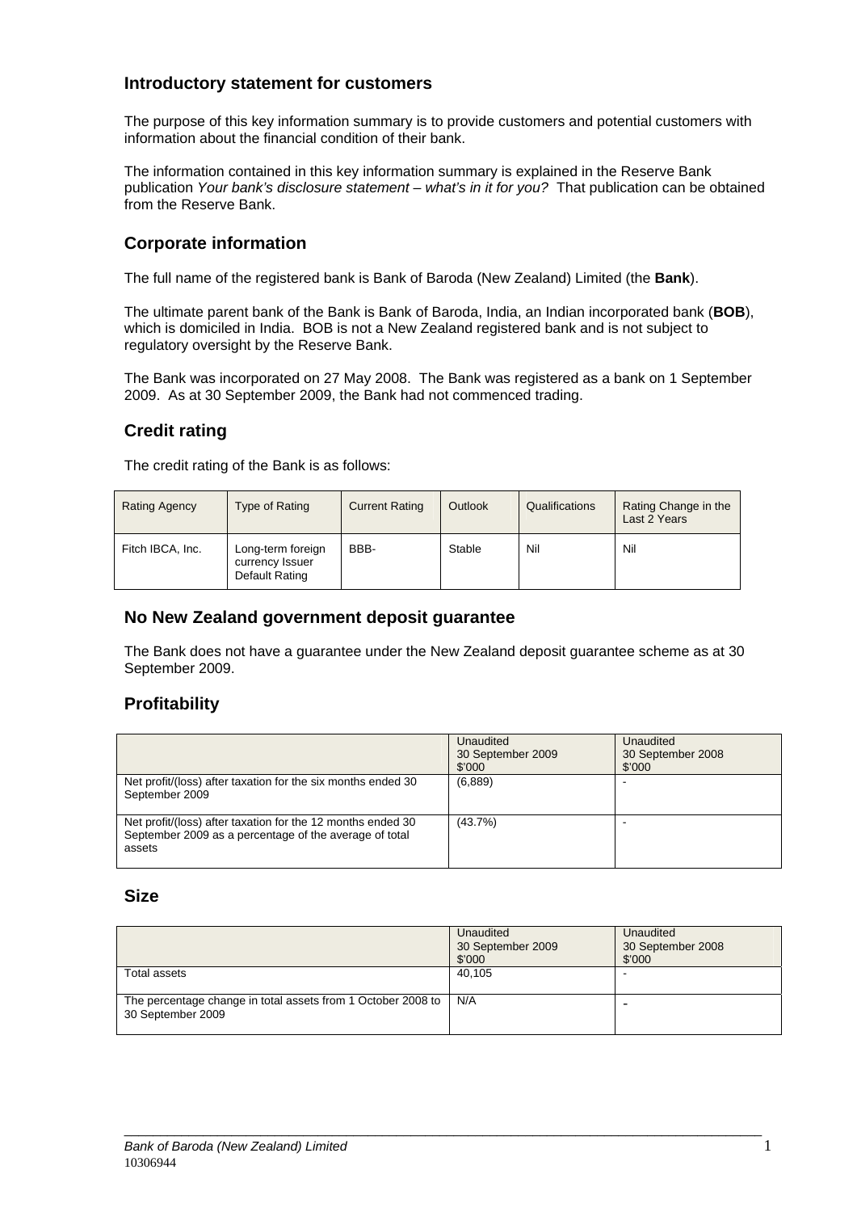## Introductory statement for customers

The purpose of this key information summary is to provide customers and potential customers with information about the financial condition of their bank.

The information contained in this key information summary is explained in the Reserve Bank publication *Your bank's disclosure statement – what's in it for you?* That publication can be obtained from the Reserve Bank.

## Corporate information

The full name of the registered bank is Bank of Baroda (New Zealand) Limited (the **Bank**).

The ultimate parent bank of the Bank is Bank of Baroda, India, an Indian incorporated bank (**BOB**), which is domiciled in India. BOB is not a New Zealand registered bank and is not subject to regulatory oversight by the Reserve Bank.

The Bank was incorporated on 27 May 2008. The Bank was registered as a bank on 1 September 2009. As at 30 September 2009, the Bank had not commenced trading.

## Credit rating

The credit rating of the Bank is as follows:

| Rating Agency | Type of Rating | Current Rating | Outlook | Qualifications | Rating Change in the Last 2 Years |
|---|---|---|---|---|---|
| Fitch IBCA, Inc. | Long-term foreign currency Issuer Default Rating | BBB- | Stable | Nil | Nil |

## No New Zealand government deposit guarantee

The Bank does not have a guarantee under the New Zealand deposit guarantee scheme as at 30 September 2009.

## Profitability

| | Unaudited 30 September 2009 $'000 | Unaudited 30 September 2008 $'000 |
|---|---|---|
| Net profit/(loss) after taxation for the six months ended 30 September 2009 | (6,889) | - |
| Net profit/(loss) after taxation for the 12 months ended 30 September 2009 as a percentage of the average of total assets | (43.7%) | - |

## Size

| | Unaudited 30 September 2009 $'000 | Unaudited 30 September 2008 $'000 |
|---|---|---|
| Total assets | 40,105 | - |
| The percentage change in total assets from 1 October 2008 to 30 September 2009 | N/A | - |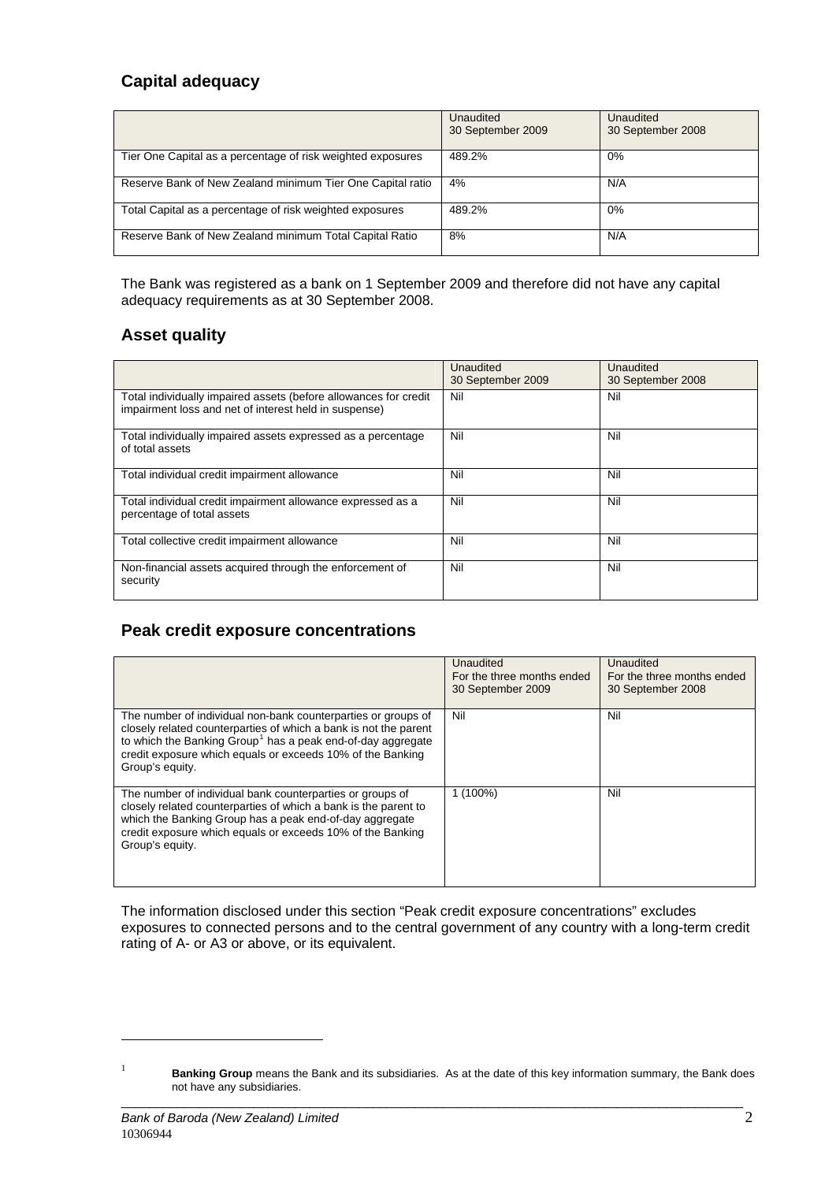## Capital adequacy

| | Unaudited 30 September 2009 | Unaudited 30 September 2008 |
|---|---|---|
| Tier One Capital as a percentage of risk weighted exposures | 489.2% | 0% |
| Reserve Bank of New Zealand minimum Tier One Capital ratio | 4% | N/A |
| Total Capital as a percentage of risk weighted exposures | 489.2% | 0% |
| Reserve Bank of New Zealand minimum Total Capital Ratio | 8% | N/A |

The Bank was registered as a bank on 1 September 2009 and therefore did not have any capital adequacy requirements as at 30 September 2008.

## Asset quality

| | Unaudited 30 September 2009 | Unaudited 30 September 2008 |
|---|---|---|
| Total individually impaired assets (before allowances for credit impairment loss and net of interest held in suspense) | Nil | Nil |
| Total individually impaired assets expressed as a percentage of total assets | Nil | Nil |
| Total individual credit impairment allowance | Nil | Nil |
| Total individual credit impairment allowance expressed as a percentage of total assets | Nil | Nil |
| Total collective credit impairment allowance | Nil | Nil |
| Non-financial assets acquired through the enforcement of security | Nil | Nil |

## Peak credit exposure concentrations

| | Unaudited For the three months ended 30 September 2009 | Unaudited For the three months ended 30 September 2008 |
|---|---|---|
| The number of individual non-bank counterparties or groups of closely related counterparties of which a bank is not the parent to which the Banking Group[1] has a peak end-of-day aggregate credit exposure which equals or exceeds 10% of the Banking Group's equity. | Nil | Nil |
| The number of individual bank counterparties or groups of closely related counterparties of which a bank is the parent to which the Banking Group has a peak end-of-day aggregate credit exposure which equals or exceeds 10% of the Banking Group's equity. | 1 (100%) | Nil |

The information disclosed under this section "Peak credit exposure concentrations" excludes exposures to connected persons and to the central government of any country with a long-term credit rating of A- or A3 or above, or its equivalent.

[1] **Banking Group** means the Bank and its subsidiaries. As at the date of this key information summary, the Bank does not have any subsidiaries.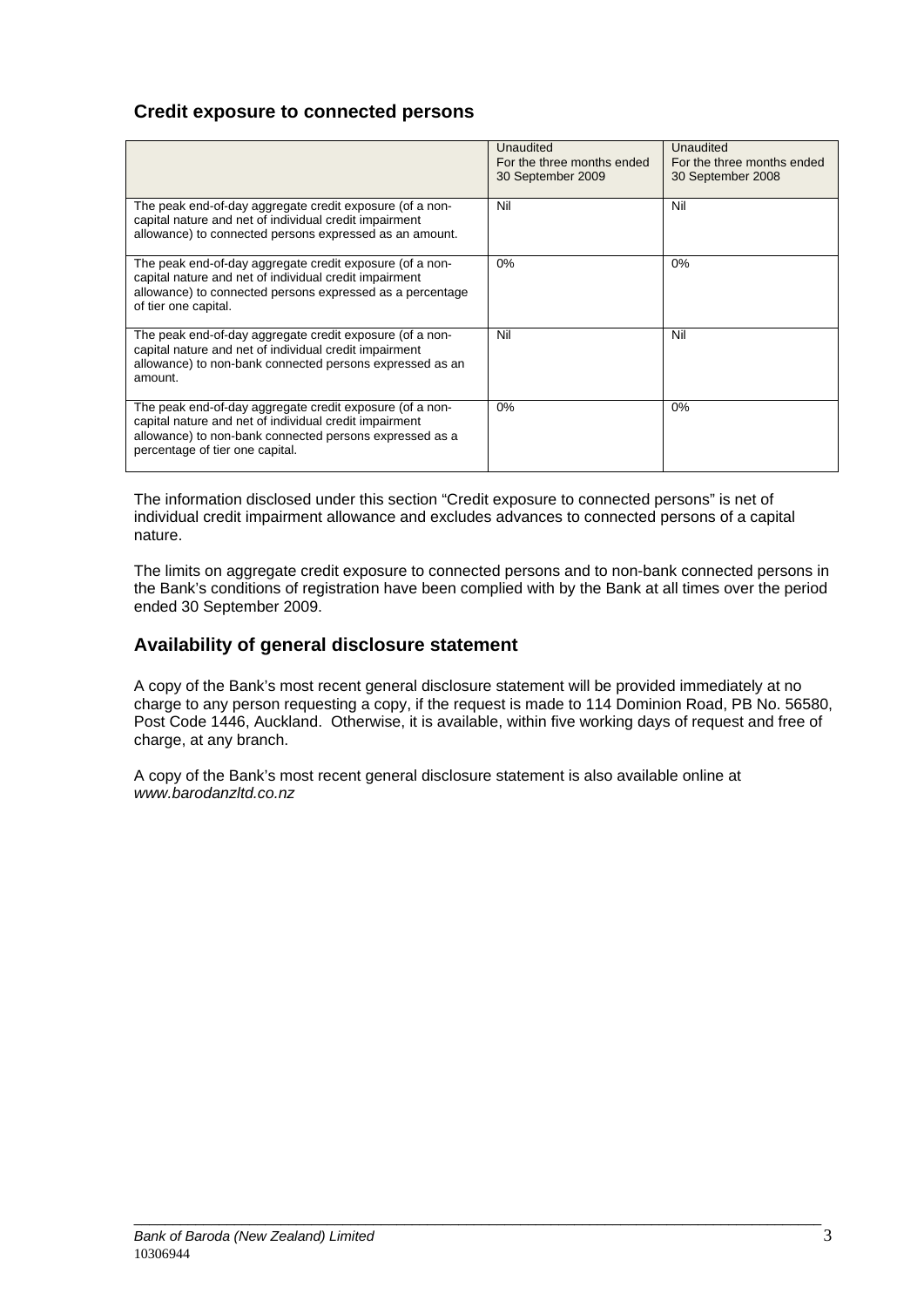## Credit exposure to connected persons

| | Unaudited For the three months ended 30 September 2009 | Unaudited For the three months ended 30 September 2008 |
|---|---|---|
| The peak end-of-day aggregate credit exposure (of a non-capital nature and net of individual credit impairment allowance) to connected persons expressed as an amount. | Nil | Nil |
| The peak end-of-day aggregate credit exposure (of a non-capital nature and net of individual credit impairment allowance) to connected persons expressed as a percentage of tier one capital. | 0% | 0% |
| The peak end-of-day aggregate credit exposure (of a non-capital nature and net of individual credit impairment allowance) to non-bank connected persons expressed as an amount. | Nil | Nil |
| The peak end-of-day aggregate credit exposure (of a non-capital nature and net of individual credit impairment allowance) to non-bank connected persons expressed as a percentage of tier one capital. | 0% | 0% |

The information disclosed under this section "Credit exposure to connected persons" is net of individual credit impairment allowance and excludes advances to connected persons of a capital nature.

The limits on aggregate credit exposure to connected persons and to non-bank connected persons in the Bank's conditions of registration have been complied with by the Bank at all times over the period ended 30 September 2009.

## Availability of general disclosure statement

A copy of the Bank's most recent general disclosure statement will be provided immediately at no charge to any person requesting a copy, if the request is made to 114 Dominion Road, PB No. 56580, Post Code 1446, Auckland. Otherwise, it is available, within five working days of request and free of charge, at any branch.

A copy of the Bank's most recent general disclosure statement is also available online at *www.barodanzltd.co.nz*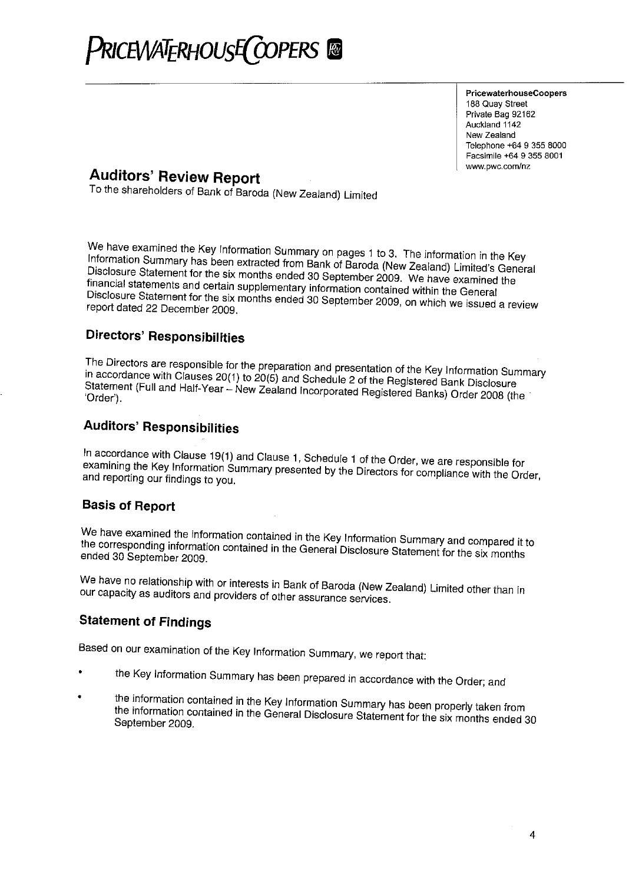# PRICEWATERHOUSECOOPERS

**PricewaterhouseCoopers**
188 Quay Street
Private Bag 92162
Auckland 1142
New Zealand
Telephone +64 9 355 8000
Facsimile +64 9 355 8001
www.pwc.com/nz

## Auditors' Review Report

To the shareholders of Bank of Baroda (New Zealand) Limited

We have examined the Key Information Summary on pages 1 to 3. The information in the Key Information Summary has been extracted from Bank of Baroda (New Zealand) Limited's General Disclosure Statement for the six months ended 30 September 2009. We have examined the financial statements and certain supplementary information contained within the General Disclosure Statement for the six months ended 30 September 2009, on which we issued a review report dated 22 December 2009.

### Directors' Responsibilities

The Directors are responsible for the preparation and presentation of the Key Information Summary in accordance with Clauses 20(1) to 20(5) and Schedule 2 of the Registered Bank Disclosure Statement (Full and Half-Year – New Zealand Incorporated Registered Banks) Order 2008 (the 'Order').

### Auditors' Responsibilities

In accordance with Clause 19(1) and Clause 1, Schedule 1 of the Order, we are responsible for examining the Key Information Summary presented by the Directors for compliance with the Order, and reporting our findings to you.

### Basis of Report

We have examined the information contained in the Key Information Summary and compared it to the corresponding information contained in the General Disclosure Statement for the six months ended 30 September 2009.

We have no relationship with or interests in Bank of Baroda (New Zealand) Limited other than in our capacity as auditors and providers of other assurance services.

### Statement of Findings

Based on our examination of the Key Information Summary, we report that:

- the Key Information Summary has been prepared in accordance with the Order; and
- the information contained in the Key Information Summary has been properly taken from the information contained in the General Disclosure Statement for the six months ended 30 September 2009.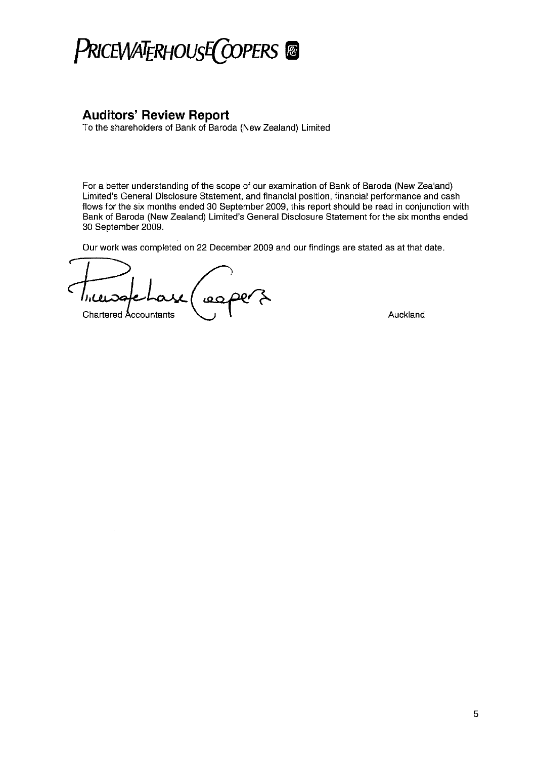PRICEWATERHOUSECOOPERS

## Auditors' Review Report

To the shareholders of Bank of Baroda (New Zealand) Limited

For a better understanding of the scope of our examination of Bank of Baroda (New Zealand) Limited's General Disclosure Statement, and financial position, financial performance and cash flows for the six months ended 30 September 2009, this report should be read in conjunction with Bank of Baroda (New Zealand) Limited's General Disclosure Statement for the six months ended 30 September 2009.

Our work was completed on 22 December 2009 and our findings are stated as at that date.

PricewaterhouseCoopers

Chartered Accountants

Auckland